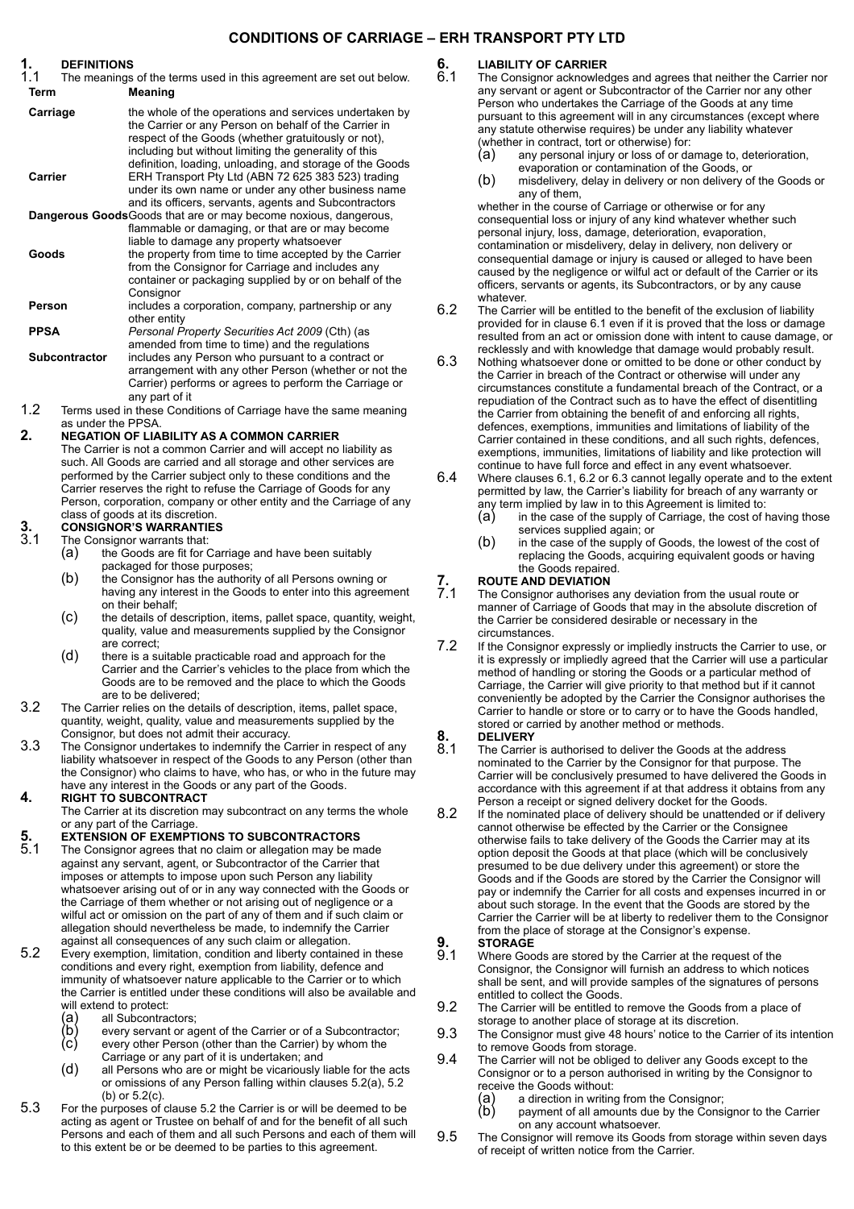# CONDITIONS OF CARRIAGE – ERH TRANSPORT PTY LTD

## 1. DEFINITIONS

1.1 The meanings of the terms used in this agreement are set out below.

| Term | Meaning |
| --- | --- |
| **Carriage** | the whole of the operations and services undertaken by the Carrier or any Person on behalf of the Carrier in respect of the Goods (whether gratuitously or not), including but without limiting the generality of this definition, loading, unloading, and storage of the Goods |
| **Carrier** | ERH Transport Pty Ltd (ABN 72 625 383 523) trading under its own name or under any other business name and its officers, servants, agents and Subcontractors |
| **Dangerous Goods** | Goods that are or may become noxious, dangerous, flammable or damaging, or that are or may become liable to damage any property whatsoever |
| **Goods** | the property from time to time accepted by the Carrier from the Consignor for Carriage and includes any container or packaging supplied by or on behalf of the Consignor |
| **Person** | includes a corporation, company, partnership or any other entity |
| **PPSA** | *Personal Property Securities Act 2009* (Cth) (as amended from time to time) and the regulations |
| **Subcontractor** | includes any Person who pursuant to a contract or arrangement with any other Person (whether or not the Carrier) performs or agrees to perform the Carriage or any part of it |

1.2 Terms used in these Conditions of Carriage have the same meaning as under the PPSA.

## 2. NEGATION OF LIABILITY AS A COMMON CARRIER

The Carrier is not a common Carrier and will accept no liability as such. All Goods are carried and all storage and other services are performed by the Carrier subject only to these conditions and the Carrier reserves the right to refuse the Carriage of Goods for any Person, corporation, company or other entity and the Carriage of any class of goods at its discretion.

## 3. CONSIGNOR'S WARRANTIES

3.1 The Consignor warrants that:

- (a) the Goods are fit for Carriage and have been suitably packaged for those purposes;
- (b) the Consignor has the authority of all Persons owning or having any interest in the Goods to enter into this agreement on their behalf;
- (c) the details of description, items, pallet space, quantity, weight, quality, value and measurements supplied by the Consignor are correct;
- (d) there is a suitable practicable road and approach for the Carrier and the Carrier's vehicles to the place from which the Goods are to be removed and the place to which the Goods are to be delivered;

3.2 The Carrier relies on the details of description, items, pallet space, quantity, weight, quality, value and measurements supplied by the Consignor, but does not admit their accuracy.

3.3 The Consignor undertakes to indemnify the Carrier in respect of any liability whatsoever in respect of the Goods to any Person (other than the Consignor) who claims to have, who has, or who in the future may have any interest in the Goods or any part of the Goods.

## 4. RIGHT TO SUBCONTRACT

The Carrier at its discretion may subcontract on any terms the whole or any part of the Carriage.

## 5. EXTENSION OF EXEMPTIONS TO SUBCONTRACTORS

5.1 The Consignor agrees that no claim or allegation may be made against any servant, agent, or Subcontractor of the Carrier that imposes or attempts to impose upon such Person any liability whatsoever arising out of or in any way connected with the Goods or the Carriage of them whether or not arising out of negligence or a wilful act or omission on the part of any of them and if such claim or allegation should nevertheless be made, to indemnify the Carrier against all consequences of any such claim or allegation.

5.2 Every exemption, limitation, condition and liberty contained in these conditions and every right, exemption from liability, defence and immunity of whatsoever nature applicable to the Carrier or to which the Carrier is entitled under these conditions will also be available and will extend to protect:

- (a) all Subcontractors;
- (b) every servant or agent of the Carrier or of a Subcontractor;
- (c) every other Person (other than the Carrier) by whom the Carriage or any part of it is undertaken; and
- (d) all Persons who are or might be vicariously liable for the acts or omissions of any Person falling within clauses 5.2(a), 5.2 (b) or 5.2(c).

5.3 For the purposes of clause 5.2 the Carrier is or will be deemed to be acting as agent or Trustee on behalf of and for the benefit of all such Persons and each of them and all such Persons and each of them will to this extent be or be deemed to be parties to this agreement.

## 6. LIABILITY OF CARRIER

6.1 The Consignor acknowledges and agrees that neither the Carrier nor any servant or agent or Subcontractor of the Carrier nor any other Person who undertakes the Carriage of the Goods at any time pursuant to this agreement will in any circumstances (except where any statute otherwise requires) be under any liability whatever (whether in contract, tort or otherwise) for:

- (a) any personal injury or loss of or damage to, deterioration, evaporation or contamination of the Goods, or
- (b) misdelivery, delay in delivery or non delivery of the Goods or any of them,

whether in the course of Carriage or otherwise or for any consequential loss or injury of any kind whatever whether such personal injury, loss, damage, deterioration, evaporation, contamination or misdelivery, delay in delivery, non delivery or consequential damage or injury is caused or alleged to have been caused by the negligence or wilful act or default of the Carrier or its officers, servants or agents, its Subcontractors, or by any cause whatever.

6.2 The Carrier will be entitled to the benefit of the exclusion of liability provided for in clause 6.1 even if it is proved that the loss or damage resulted from an act or omission done with intent to cause damage, or recklessly and with knowledge that damage would probably result.

6.3 Nothing whatsoever done or omitted to be done or other conduct by the Carrier in breach of the Contract or otherwise will under any circumstances constitute a fundamental breach of the Contract, or a repudiation of the Contract such as to have the effect of disentitling the Carrier from obtaining the benefit of and enforcing all rights, defences, exemptions, immunities and limitations of liability of the Carrier contained in these conditions, and all such rights, defences, exemptions, immunities, limitations of liability and like protection will continue to have full force and effect in any event whatsoever.

6.4 Where clauses 6.1, 6.2 or 6.3 cannot legally operate and to the extent permitted by law, the Carrier's liability for breach of any warranty or any term implied by law in to this Agreement is limited to:

- (a) in the case of the supply of Carriage, the cost of having those services supplied again; or
- (b) in the case of the supply of Goods, the lowest of the cost of replacing the Goods, acquiring equivalent goods or having the Goods repaired.

## 7. ROUTE AND DEVIATION

7.1 The Consignor authorises any deviation from the usual route or manner of Carriage of Goods that may in the absolute discretion of the Carrier be considered desirable or necessary in the circumstances.

7.2 If the Consignor expressly or impliedly instructs the Carrier to use, or it is expressly or impliedly agreed that the Carrier will use a particular method of handling or storing the Goods or a particular method of Carriage, the Carrier will give priority to that method but if it cannot conveniently be adopted by the Carrier the Consignor authorises the Carrier to handle or store or to carry or to have the Goods handled, stored or carried by another method or methods.

## 8. DELIVERY

8.1 The Carrier is authorised to deliver the Goods at the address nominated to the Carrier by the Consignor for that purpose. The Carrier will be conclusively presumed to have delivered the Goods in accordance with this agreement if at that address it obtains from any Person a receipt or signed delivery docket for the Goods.

8.2 If the nominated place of delivery should be unattended or if delivery cannot otherwise be effected by the Carrier or the Consignee otherwise fails to take delivery of the Goods the Carrier may at its option deposit the Goods at that place (which will be conclusively presumed to be due delivery under this agreement) or store the Goods and if the Goods are stored by the Carrier the Consignor will pay or indemnify the Carrier for all costs and expenses incurred in or about such storage. In the event that the Goods are stored by the Carrier the Carrier will be at liberty to redeliver them to the Consignor from the place of storage at the Consignor's expense.

## 9. STORAGE

9.1 Where Goods are stored by the Carrier at the request of the Consignor, the Consignor will furnish an address to which notices shall be sent, and will provide samples of the signatures of persons entitled to collect the Goods.

9.2 The Carrier will be entitled to remove the Goods from a place of storage to another place of storage at its discretion.

9.3 The Consignor must give 48 hours' notice to the Carrier of its intention to remove Goods from storage.

9.4 The Carrier will not be obliged to deliver any Goods except to the Consignor or to a person authorised in writing by the Consignor to receive the Goods without:

- (a) a direction in writing from the Consignor;
- (b) payment of all amounts due by the Consignor to the Carrier on any account whatsoever.

9.5 The Consignor will remove its Goods from storage within seven days of receipt of written notice from the Carrier.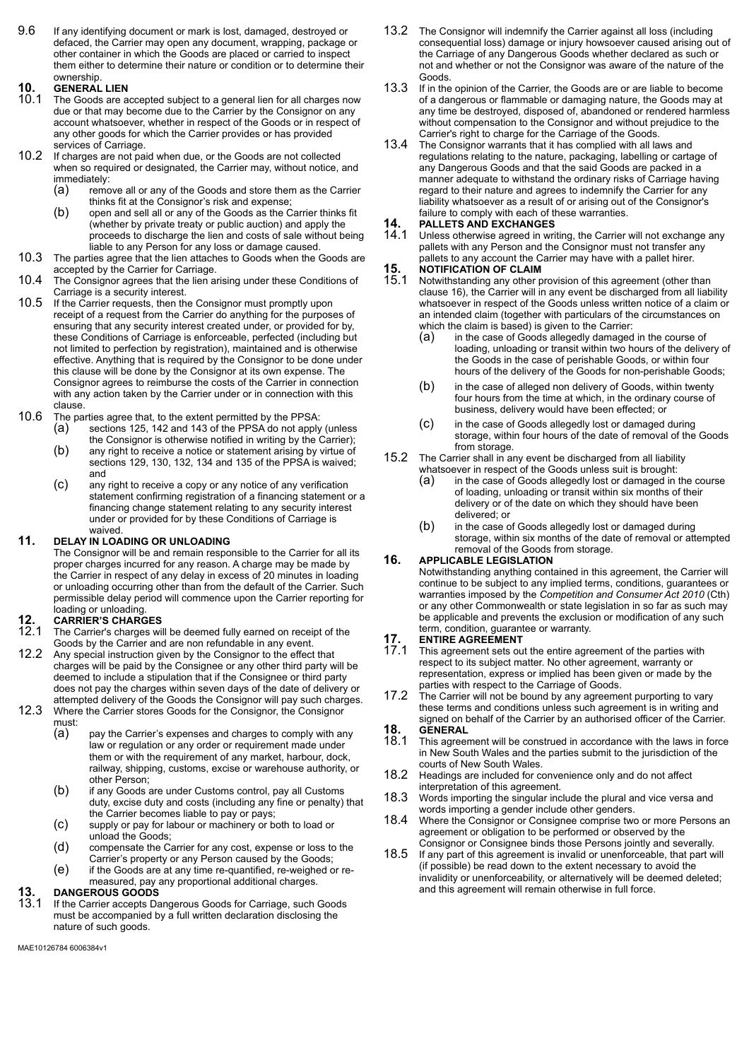9.6 If any identifying document or mark is lost, damaged, destroyed or defaced, the Carrier may open any document, wrapping, package or other container in which the Goods are placed or carried to inspect them either to determine their nature or condition or to determine their ownership.

## 10. GENERAL LIEN

10.1 The Goods are accepted subject to a general lien for all charges now due or that may become due to the Carrier by the Consignor on any account whatsoever, whether in respect of the Goods or in respect of any other goods for which the Carrier provides or has provided services of Carriage.

10.2 If charges are not paid when due, or the Goods are not collected when so required or designated, the Carrier may, without notice, and immediately:

(a) remove all or any of the Goods and store them as the Carrier thinks fit at the Consignor's risk and expense;

(b) open and sell all or any of the Goods as the Carrier thinks fit (whether by private treaty or public auction) and apply the proceeds to discharge the lien and costs of sale without being liable to any Person for any loss or damage caused.

10.3 The parties agree that the lien attaches to Goods when the Goods are accepted by the Carrier for Carriage.

10.4 The Consignor agrees that the lien arising under these Conditions of Carriage is a security interest.

10.5 If the Carrier requests, then the Consignor must promptly upon receipt of a request from the Carrier do anything for the purposes of ensuring that any security interest created under, or provided for by, these Conditions of Carriage is enforceable, perfected (including but not limited to perfection by registration), maintained and is otherwise effective. Anything that is required by the Consignor to be done under this clause will be done by the Consignor at its own expense. The Consignor agrees to reimburse the costs of the Carrier in connection with any action taken by the Carrier under or in connection with this clause.

10.6 The parties agree that, to the extent permitted by the PPSA:

(a) sections 125, 142 and 143 of the PPSA do not apply (unless the Consignor is otherwise notified in writing by the Carrier);

(b) any right to receive a notice or statement arising by virtue of sections 129, 130, 132, 134 and 135 of the PPSA is waived; and

(c) any right to receive a copy or any notice of any verification statement confirming registration of a financing statement or a financing change statement relating to any security interest under or provided for by these Conditions of Carriage is waived.

## 11. DELAY IN LOADING OR UNLOADING

The Consignor will be and remain responsible to the Carrier for all its proper charges incurred for any reason. A charge may be made by the Carrier in respect of any delay in excess of 20 minutes in loading or unloading occurring other than from the default of the Carrier. Such permissible delay period will commence upon the Carrier reporting for loading or unloading.

## 12. CARRIER'S CHARGES

12.1 The Carrier's charges will be deemed fully earned on receipt of the Goods by the Carrier and are non refundable in any event.

12.2 Any special instruction given by the Consignor to the effect that charges will be paid by the Consignee or any other third party will be deemed to include a stipulation that if the Consignee or third party does not pay the charges within seven days of the date of delivery or attempted delivery of the Goods the Consignor will pay such charges.

12.3 Where the Carrier stores Goods for the Consignor, the Consignor must:

(a) pay the Carrier's expenses and charges to comply with any law or regulation or any order or requirement made under them or with the requirement of any market, harbour, dock, railway, shipping, customs, excise or warehouse authority, or other Person;

(b) if any Goods are under Customs control, pay all Customs duty, excise duty and costs (including any fine or penalty) that the Carrier becomes liable to pay or pays;

(c) supply or pay for labour or machinery or both to load or unload the Goods;

(d) compensate the Carrier for any cost, expense or loss to the Carrier's property or any Person caused by the Goods;

(e) if the Goods are at any time re-quantified, re-weighed or re-measured, pay any proportional additional charges.

## 13. DANGEROUS GOODS

13.1 If the Carrier accepts Dangerous Goods for Carriage, such Goods must be accompanied by a full written declaration disclosing the nature of such goods.

13.2 The Consignor will indemnify the Carrier against all loss (including consequential loss) damage or injury howsoever caused arising out of the Carriage of any Dangerous Goods whether declared as such or not and whether or not the Consignor was aware of the nature of the Goods.

13.3 If in the opinion of the Carrier, the Goods are or are liable to become of a dangerous or flammable or damaging nature, the Goods may at any time be destroyed, disposed of, abandoned or rendered harmless without compensation to the Consignor and without prejudice to the Carrier's right to charge for the Carriage of the Goods.

13.4 The Consignor warrants that it has complied with all laws and regulations relating to the nature, packaging, labelling or cartage of any Dangerous Goods and that the said Goods are packed in a manner adequate to withstand the ordinary risks of Carriage having regard to their nature and agrees to indemnify the Carrier for any liability whatsoever as a result of or arising out of the Consignor's failure to comply with each of these warranties.

## 14. PALLETS AND EXCHANGES

14.1 Unless otherwise agreed in writing, the Carrier will not exchange any pallets with any Person and the Consignor must not transfer any pallets to any account the Carrier may have with a pallet hirer.

## 15. NOTIFICATION OF CLAIM

15.1 Notwithstanding any other provision of this agreement (other than clause 16), the Carrier will in any event be discharged from all liability whatsoever in respect of the Goods unless written notice of a claim or an intended claim (together with particulars of the circumstances on which the claim is based) is given to the Carrier:

(a) in the case of Goods allegedly damaged in the course of loading, unloading or transit within two hours of the delivery of the Goods in the case of perishable Goods, or within four hours of the delivery of the Goods for non-perishable Goods;

(b) in the case of alleged non delivery of Goods, within twenty four hours from the time at which, in the ordinary course of business, delivery would have been effected; or

(c) in the case of Goods allegedly lost or damaged during storage, within four hours of the date of removal of the Goods from storage.

15.2 The Carrier shall in any event be discharged from all liability whatsoever in respect of the Goods unless suit is brought:

(a) in the case of Goods allegedly lost or damaged in the course of loading, unloading or transit within six months of their delivery or of the date on which they should have been delivered; or

(b) in the case of Goods allegedly lost or damaged during storage, within six months of the date of removal or attempted removal of the Goods from storage.

## 16. APPLICABLE LEGISLATION

Notwithstanding anything contained in this agreement, the Carrier will continue to be subject to any implied terms, conditions, guarantees or warranties imposed by the *Competition and Consumer Act 2010* (Cth) or any other Commonwealth or state legislation in so far as such may be applicable and prevents the exclusion or modification of any such term, condition, guarantee or warranty.

## 17. ENTIRE AGREEMENT

17.1 This agreement sets out the entire agreement of the parties with respect to its subject matter. No other agreement, warranty or representation, express or implied has been given or made by the parties with respect to the Carriage of Goods.

17.2 The Carrier will not be bound by any agreement purporting to vary these terms and conditions unless such agreement is in writing and signed on behalf of the Carrier by an authorised officer of the Carrier.

## 18. GENERAL

18.1 This agreement will be construed in accordance with the laws in force in New South Wales and the parties submit to the jurisdiction of the courts of New South Wales.

18.2 Headings are included for convenience only and do not affect interpretation of this agreement.

18.3 Words importing the singular include the plural and vice versa and words importing a gender include other genders.

18.4 Where the Consignor or Consignee comprise two or more Persons an agreement or obligation to be performed or observed by the Consignor or Consignee binds those Persons jointly and severally.

18.5 If any part of this agreement is invalid or unenforceable, that part will (if possible) be read down to the extent necessary to avoid the invalidity or unenforceability, or alternatively will be deemed deleted; and this agreement will remain otherwise in full force.

MAE10126784 6006384v1